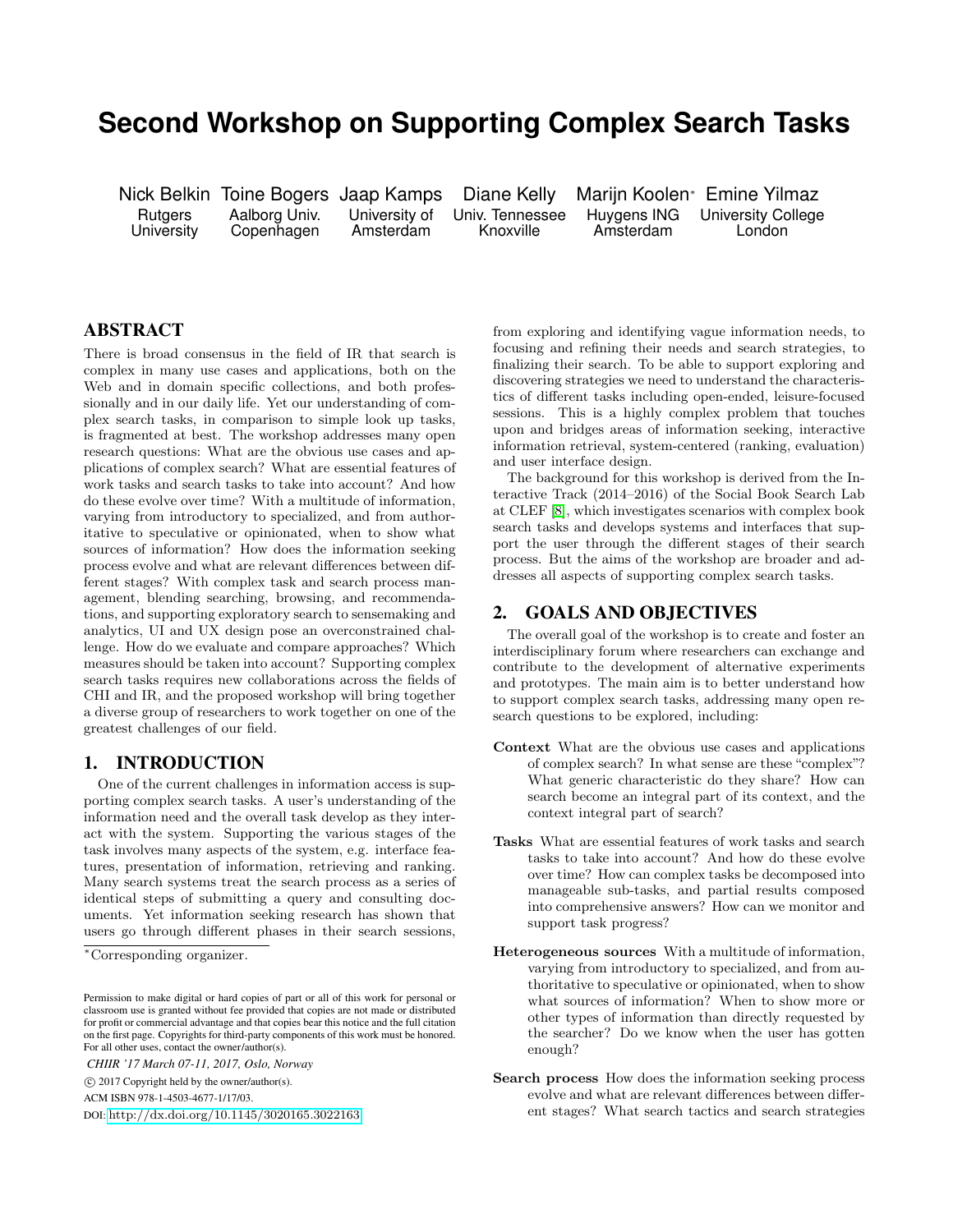# Second Workshop on Supporting Complex Search Tasks

Nick Belkin (Rutgers University), Toine Bogers (Aalborg Univ. Copenhagen), Jaap Kamps (University of Amsterdam), Diane Kelly (Univ. Tennessee Knoxville), Marijn Koolen* (Huygens ING Amsterdam), Emine Yilmaz (University College London)

## ABSTRACT

There is broad consensus in the field of IR that search is complex in many use cases and applications, both on the Web and in domain specific collections, and both professionally and in our daily life. Yet our understanding of complex search tasks, in comparison to simple look up tasks, is fragmented at best. The workshop addresses many open research questions: What are the obvious use cases and applications of complex search? What are essential features of work tasks and search tasks to take into account? And how do these evolve over time? With a multitude of information, varying from introductory to specialized, and from authoritative to speculative or opinionated, when to show what sources of information? How does the information seeking process evolve and what are relevant differences between different stages? With complex task and search process management, blending searching, browsing, and recommendations, and supporting exploratory search to sensemaking and analytics, UI and UX design pose an overconstrained challenge. How do we evaluate and compare approaches? Which measures should be taken into account? Supporting complex search tasks requires new collaborations across the fields of CHI and IR, and the proposed workshop will bring together a diverse group of researchers to work together on one of the greatest challenges of our field.

## 1. INTRODUCTION

One of the current challenges in information access is supporting complex search tasks. A user's understanding of the information need and the overall task develop as they interact with the system. Supporting the various stages of the task involves many aspects of the system, e.g. interface features, presentation of information, retrieving and ranking. Many search systems treat the search process as a series of identical steps of submitting a query and consulting documents. Yet information seeking research has shown that users go through different phases in their search sessions, from exploring and identifying vague information needs, to focusing and refining their needs and search strategies, to finalizing their search. To be able to support exploring and discovering strategies we need to understand the characteristics of different tasks including open-ended, leisure-focused sessions. This is a highly complex problem that touches upon and bridges areas of information seeking, interactive information retrieval, system-centered (ranking, evaluation) and user interface design.

The background for this workshop is derived from the Interactive Track (2014–2016) of the Social Book Search Lab at CLEF [8], which investigates scenarios with complex book search tasks and develops systems and interfaces that support the user through the different stages of their search process. But the aims of the workshop are broader and addresses all aspects of supporting complex search tasks.

*Corresponding organizer.

Permission to make digital or hard copies of part or all of this work for personal or classroom use is granted without fee provided that copies are not made or distributed for profit or commercial advantage and that copies bear this notice and the full citation on the first page. Copyrights for third-party components of this work must be honored. For all other uses, contact the owner/author(s).

*CHIIR '17 March 07-11, 2017, Oslo, Norway*

© 2017 Copyright held by the owner/author(s).

ACM ISBN 978-1-4503-4677-1/17/03.

DOI: http://dx.doi.org/10.1145/3020165.3022163

## 2. GOALS AND OBJECTIVES

The overall goal of the workshop is to create and foster an interdisciplinary forum where researchers can exchange and contribute to the development of alternative experiments and prototypes. The main aim is to better understand how to support complex search tasks, addressing many open research questions to be explored, including:

**Context** What are the obvious use cases and applications of complex search? In what sense are these "complex"? What generic characteristic do they share? How can search become an integral part of its context, and the context integral part of search?

**Tasks** What are essential features of work tasks and search tasks to take into account? And how do these evolve over time? How can complex tasks be decomposed into manageable sub-tasks, and partial results composed into comprehensive answers? How can we monitor and support task progress?

**Heterogeneous sources** With a multitude of information, varying from introductory to specialized, and from authoritative to speculative or opinionated, when to show what sources of information? When to show more or other types of information than directly requested by the searcher? Do we know when the user has gotten enough?

**Search process** How does the information seeking process evolve and what are relevant differences between different stages? What search tactics and search strategies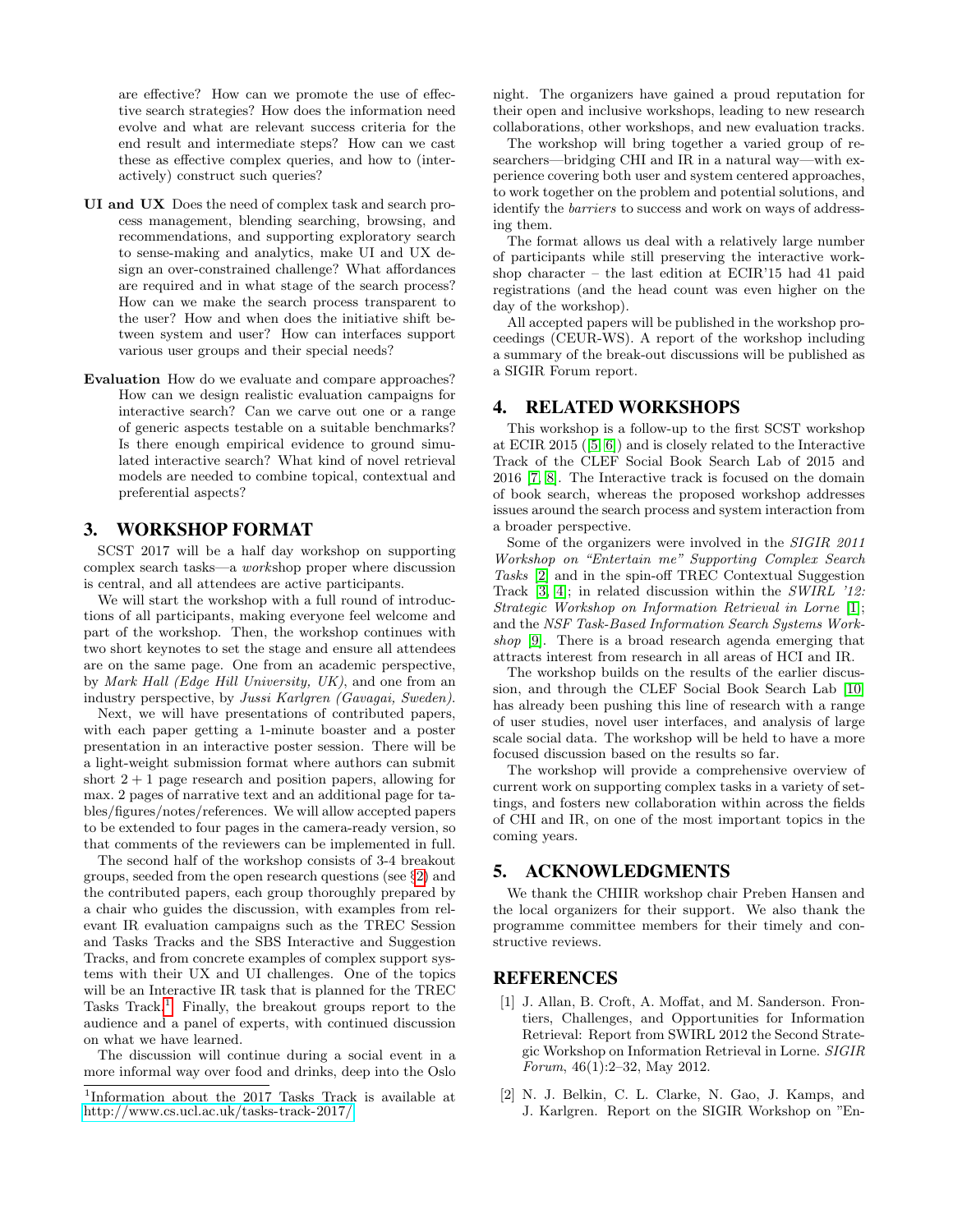are effective? How can we promote the use of effective search strategies? How does the information need evolve and what are relevant success criteria for the end result and intermediate steps? How can we cast these as effective complex queries, and how to (interactively) construct such queries?

**UI and UX** Does the need of complex task and search process management, blending searching, browsing, and recommendations, and supporting exploratory search to sense-making and analytics, make UI and UX design an over-constrained challenge? What affordances are required and in what stage of the search process? How can we make the search process transparent to the user? How and when does the initiative shift between system and user? How can interfaces support various user groups and their special needs?

**Evaluation** How do we evaluate and compare approaches? How can we design realistic evaluation campaigns for interactive search? Can we carve out one or a range of generic aspects testable on a suitable benchmarks? Is there enough empirical evidence to ground simulated interactive search? What kind of novel retrieval models are needed to combine topical, contextual and preferential aspects?

## 3. WORKSHOP FORMAT

SCST 2017 will be a half day workshop on supporting complex search tasks—a *work*shop proper where discussion is central, and all attendees are active participants.

We will start the workshop with a full round of introductions of all participants, making everyone feel welcome and part of the workshop. Then, the workshop continues with two short keynotes to set the stage and ensure all attendees are on the same page. One from an academic perspective, by *Mark Hall (Edge Hill University, UK)*, and one from an industry perspective, by *Jussi Karlgren (Gavagai, Sweden)*.

Next, we will have presentations of contributed papers, with each paper getting a 1-minute boaster and a poster presentation in an interactive poster session. There will be a light-weight submission format where authors can submit short 2 + 1 page research and position papers, allowing for max. 2 pages of narrative text and an additional page for tables/figures/notes/references. We will allow accepted papers to be extended to four pages in the camera-ready version, so that comments of the reviewers can be implemented in full.

The second half of the workshop consists of 3-4 breakout groups, seeded from the open research questions (see §2) and the contributed papers, each group thoroughly prepared by a chair who guides the discussion, with examples from relevant IR evaluation campaigns such as the TREC Session and Tasks Tracks and the SBS Interactive and Suggestion Tracks, and from concrete examples of complex support systems with their UX and UI challenges. One of the topics will be an Interactive IR task that is planned for the TREC Tasks Track.[1] Finally, the breakout groups report to the audience and a panel of experts, with continued discussion on what we have learned.

The discussion will continue during a social event in a more informal way over food and drinks, deep into the Oslo night. The organizers have gained a proud reputation for their open and inclusive workshops, leading to new research collaborations, other workshops, and new evaluation tracks.

The workshop will bring together a varied group of researchers—bridging CHI and IR in a natural way—with experience covering both user and system centered approaches, to work together on the problem and potential solutions, and identify the *barriers* to success and work on ways of addressing them.

The format allows us deal with a relatively large number of participants while still preserving the interactive workshop character – the last edition at ECIR'15 had 41 paid registrations (and the head count was even higher on the day of the workshop).

All accepted papers will be published in the workshop proceedings (CEUR-WS). A report of the workshop including a summary of the break-out discussions will be published as a SIGIR Forum report.

[1]Information about the 2017 Tasks Track is available at http://www.cs.ucl.ac.uk/tasks-track-2017/

## 4. RELATED WORKSHOPS

This workshop is a follow-up to the first SCST workshop at ECIR 2015 ([5, 6]) and is closely related to the Interactive Track of the CLEF Social Book Search Lab of 2015 and 2016 [7, 8]. The Interactive track is focused on the domain of book search, whereas the proposed workshop addresses issues around the search process and system interaction from a broader perspective.

Some of the organizers were involved in the *SIGIR 2011 Workshop on "Entertain me" Supporting Complex Search Tasks* [2] and in the spin-off TREC Contextual Suggestion Track [3, 4]; in related discussion within the *SWIRL '12: Strategic Workshop on Information Retrieval in Lorne* [1]; and the *NSF Task-Based Information Search Systems Workshop* [9]. There is a broad research agenda emerging that attracts interest from research in all areas of HCI and IR.

The workshop builds on the results of the earlier discussion, and through the CLEF Social Book Search Lab [10] has already been pushing this line of research with a range of user studies, novel user interfaces, and analysis of large scale social data. The workshop will be held to have a more focused discussion based on the results so far.

The workshop will provide a comprehensive overview of current work on supporting complex tasks in a variety of settings, and fosters new collaboration within across the fields of CHI and IR, on one of the most important topics in the coming years.

## 5. ACKNOWLEDGMENTS

We thank the CHIIR workshop chair Preben Hansen and the local organizers for their support. We also thank the programme committee members for their timely and constructive reviews.

## REFERENCES

[1] J. Allan, B. Croft, A. Moffat, and M. Sanderson. Frontiers, Challenges, and Opportunities for Information Retrieval: Report from SWIRL 2012 the Second Strategic Workshop on Information Retrieval in Lorne. *SIGIR Forum*, 46(1):2–32, May 2012.

[2] N. J. Belkin, C. L. Clarke, N. Gao, J. Kamps, and J. Karlgren. Report on the SIGIR Workshop on "En-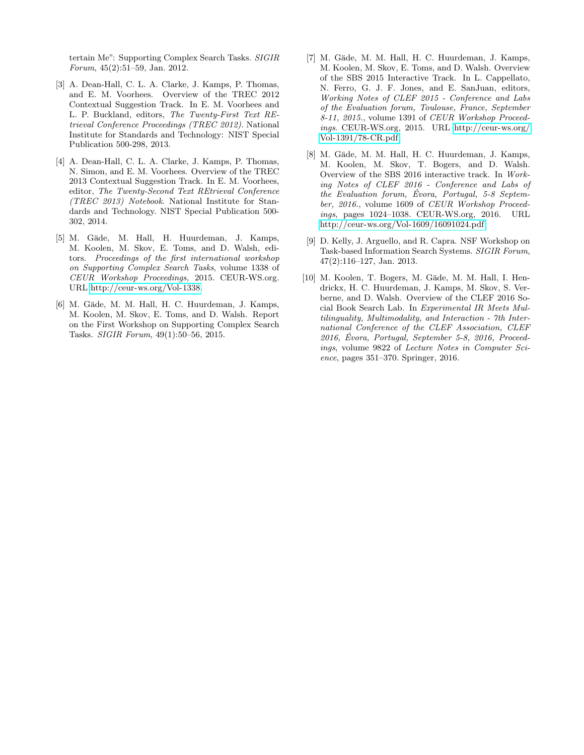tertain Me": Supporting Complex Search Tasks. *SIGIR Forum*, 45(2):51–59, Jan. 2012.

[3] A. Dean-Hall, C. L. A. Clarke, J. Kamps, P. Thomas, and E. M. Voorhees. Overview of the TREC 2012 Contextual Suggestion Track. In E. M. Voorhees and L. P. Buckland, editors, *The Twenty-First Text REtrieval Conference Proceedings (TREC 2012)*. National Institute for Standards and Technology: NIST Special Publication 500-298, 2013.

[4] A. Dean-Hall, C. L. A. Clarke, J. Kamps, P. Thomas, N. Simon, and E. M. Voorhees. Overview of the TREC 2013 Contextual Suggestion Track. In E. M. Voorhees, editor, *The Twenty-Second Text REtrieval Conference (TREC 2013) Notebook*. National Institute for Standards and Technology. NIST Special Publication 500-302, 2014.

[5] M. Gäde, M. Hall, H. Huurdeman, J. Kamps, M. Koolen, M. Skov, E. Toms, and D. Walsh, editors. *Proceedings of the first international workshop on Supporting Complex Search Tasks*, volume 1338 of *CEUR Workshop Proceedings*, 2015. CEUR-WS.org. URL http://ceur-ws.org/Vol-1338.

[6] M. Gäde, M. M. Hall, H. C. Huurdeman, J. Kamps, M. Koolen, M. Skov, E. Toms, and D. Walsh. Report on the First Workshop on Supporting Complex Search Tasks. *SIGIR Forum*, 49(1):50–56, 2015.

[7] M. Gäde, M. M. Hall, H. C. Huurdeman, J. Kamps, M. Koolen, M. Skov, E. Toms, and D. Walsh. Overview of the SBS 2015 Interactive Track. In L. Cappellato, N. Ferro, G. J. F. Jones, and E. SanJuan, editors, *Working Notes of CLEF 2015 - Conference and Labs of the Evaluation forum, Toulouse, France, September 8-11, 2015.*, volume 1391 of *CEUR Workshop Proceedings*. CEUR-WS.org, 2015. URL http://ceur-ws.org/Vol-1391/78-CR.pdf.

[8] M. Gäde, M. M. Hall, H. C. Huurdeman, J. Kamps, M. Koolen, M. Skov, T. Bogers, and D. Walsh. Overview of the SBS 2016 interactive track. In *Working Notes of CLEF 2016 - Conference and Labs of the Evaluation forum, Évora, Portugal, 5-8 September, 2016.*, volume 1609 of *CEUR Workshop Proceedings*, pages 1024–1038. CEUR-WS.org, 2016. URL http://ceur-ws.org/Vol-1609/16091024.pdf.

[9] D. Kelly, J. Arguello, and R. Capra. NSF Workshop on Task-based Information Search Systems. *SIGIR Forum*, 47(2):116–127, Jan. 2013.

[10] M. Koolen, T. Bogers, M. Gäde, M. M. Hall, I. Hendrickx, H. C. Huurdeman, J. Kamps, M. Skov, S. Verberne, and D. Walsh. Overview of the CLEF 2016 Social Book Search Lab. In *Experimental IR Meets Multilinguality, Multimodality, and Interaction - 7th International Conference of the CLEF Association, CLEF 2016, Évora, Portugal, September 5-8, 2016, Proceedings*, volume 9822 of *Lecture Notes in Computer Science*, pages 351–370. Springer, 2016.